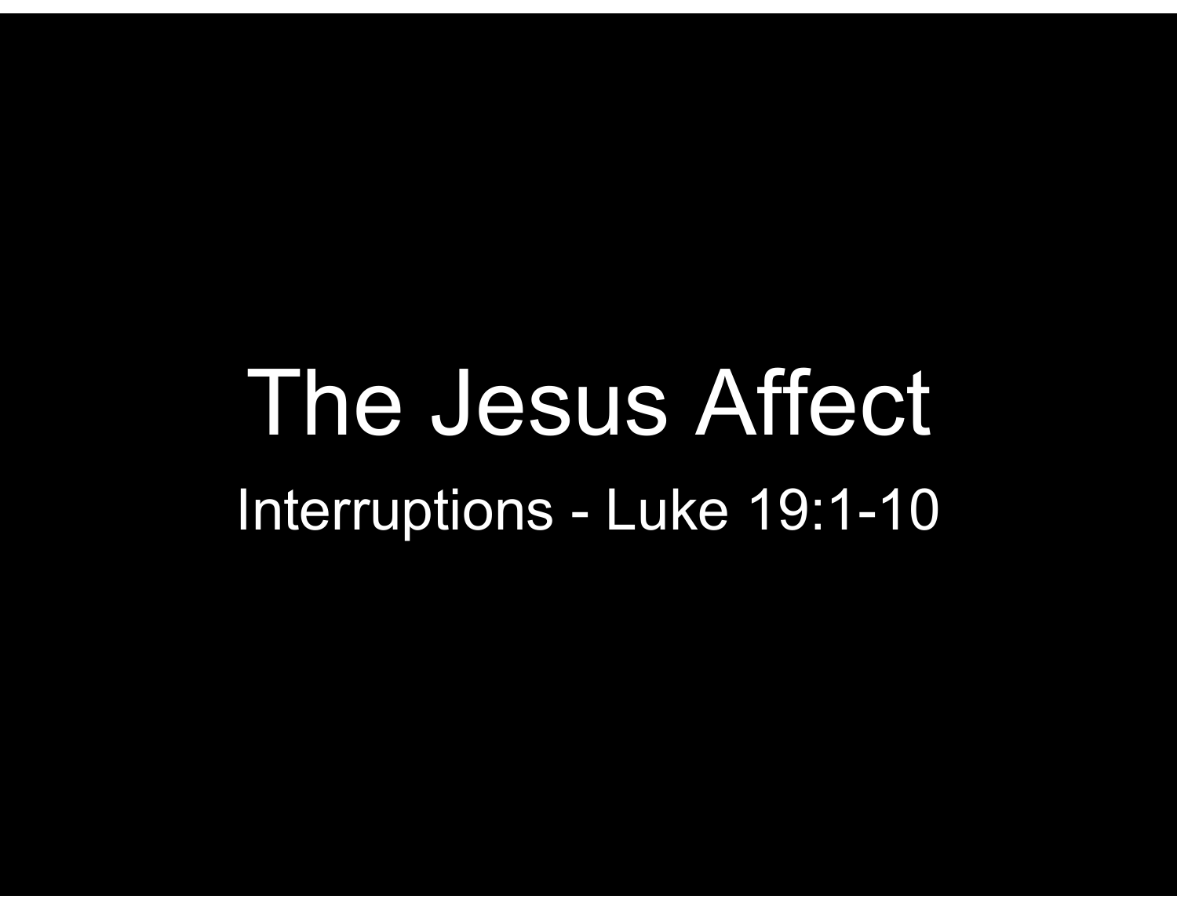# The Jesus Affect

## Interruptions - Luke 19:1-10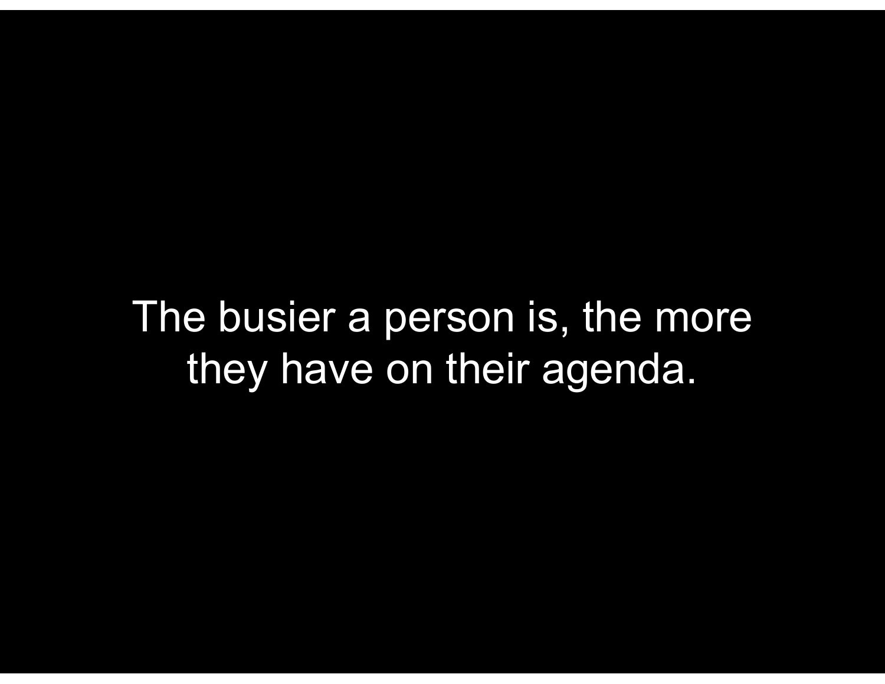The busier a person is, the more they have on their agenda.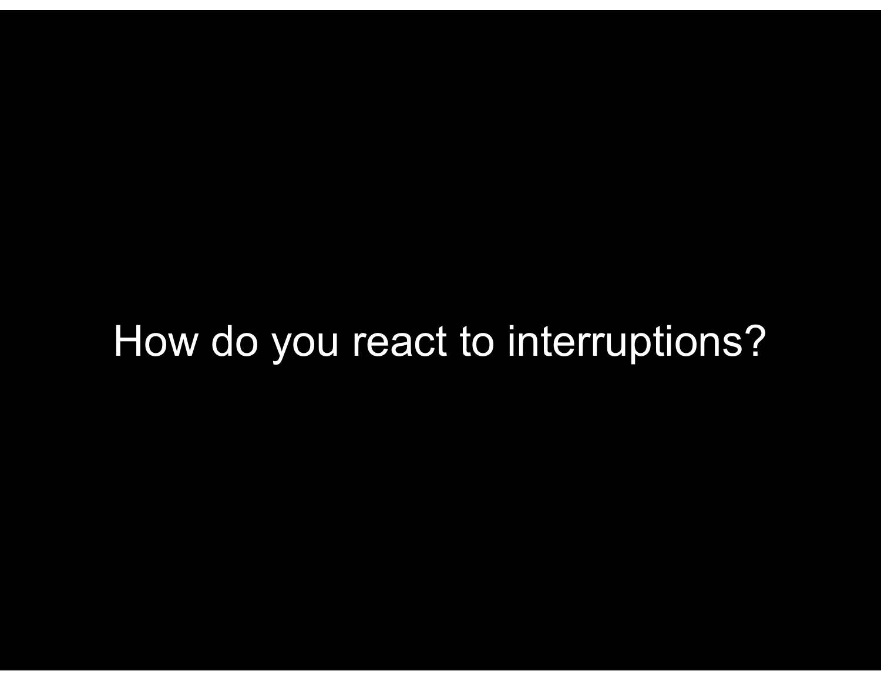How do you react to interruptions?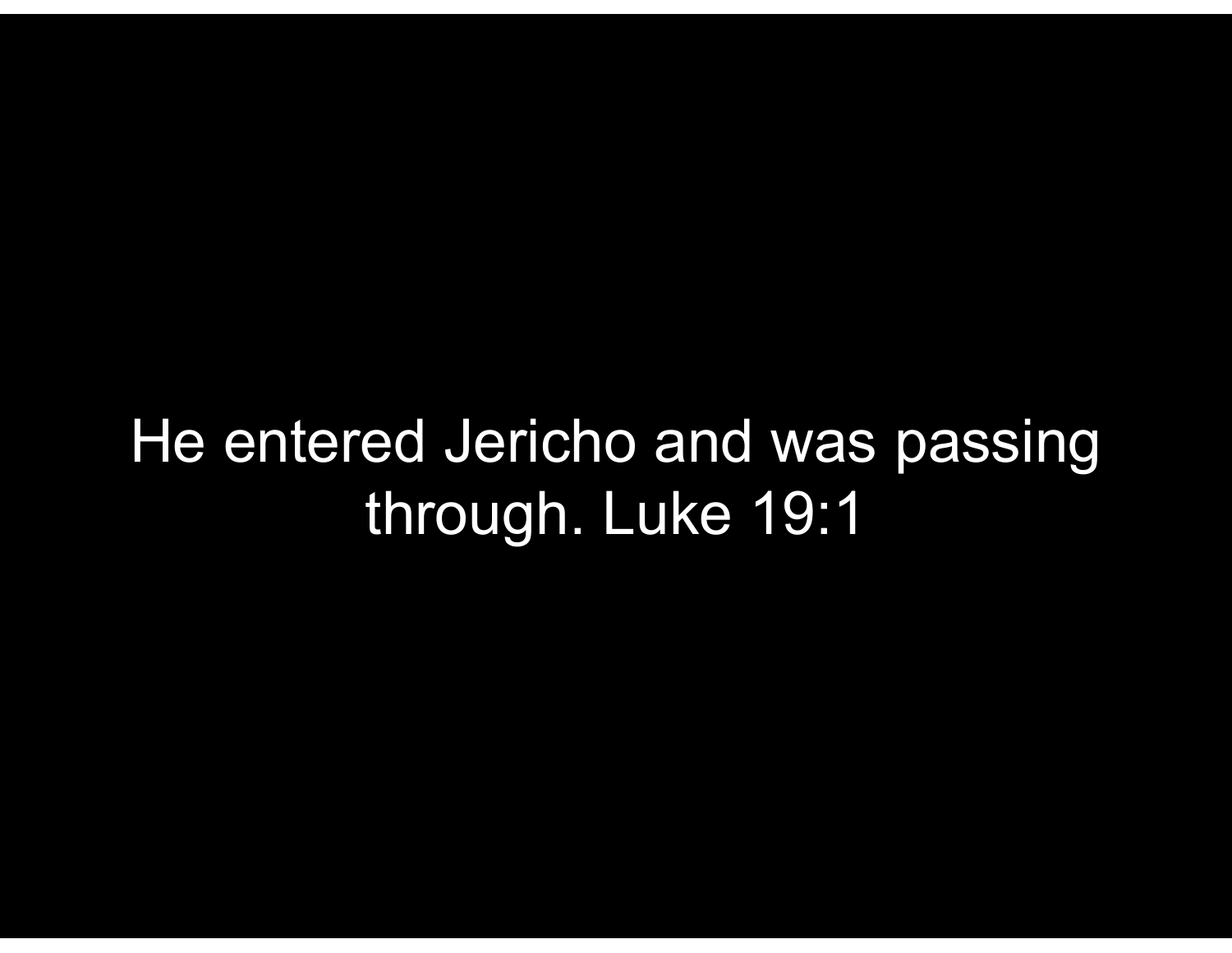He entered Jericho and was passing through. Luke 19:1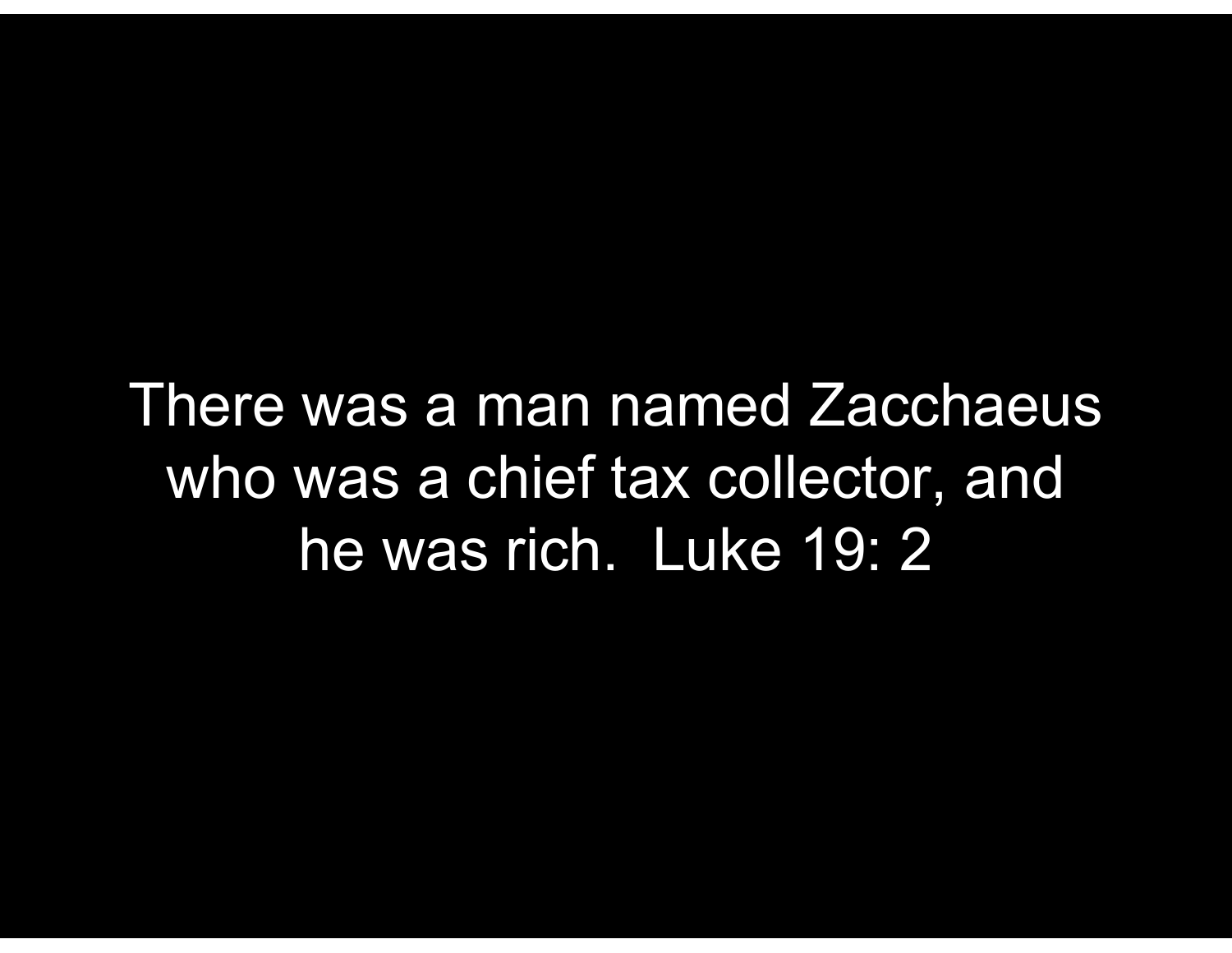There was a man named Zacchaeus who was a chief tax collector, and he was rich. Luke 19: 2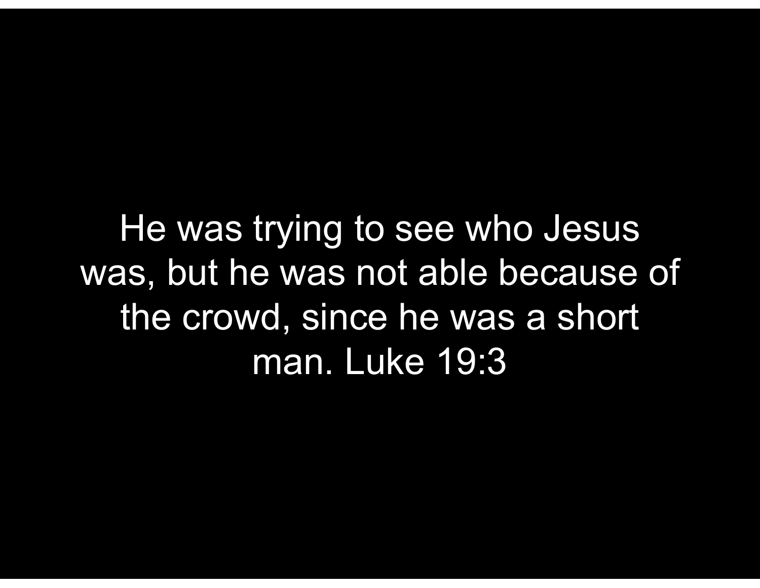He was trying to see who Jesus was, but he was not able because of the crowd, since he was a short man. Luke 19:3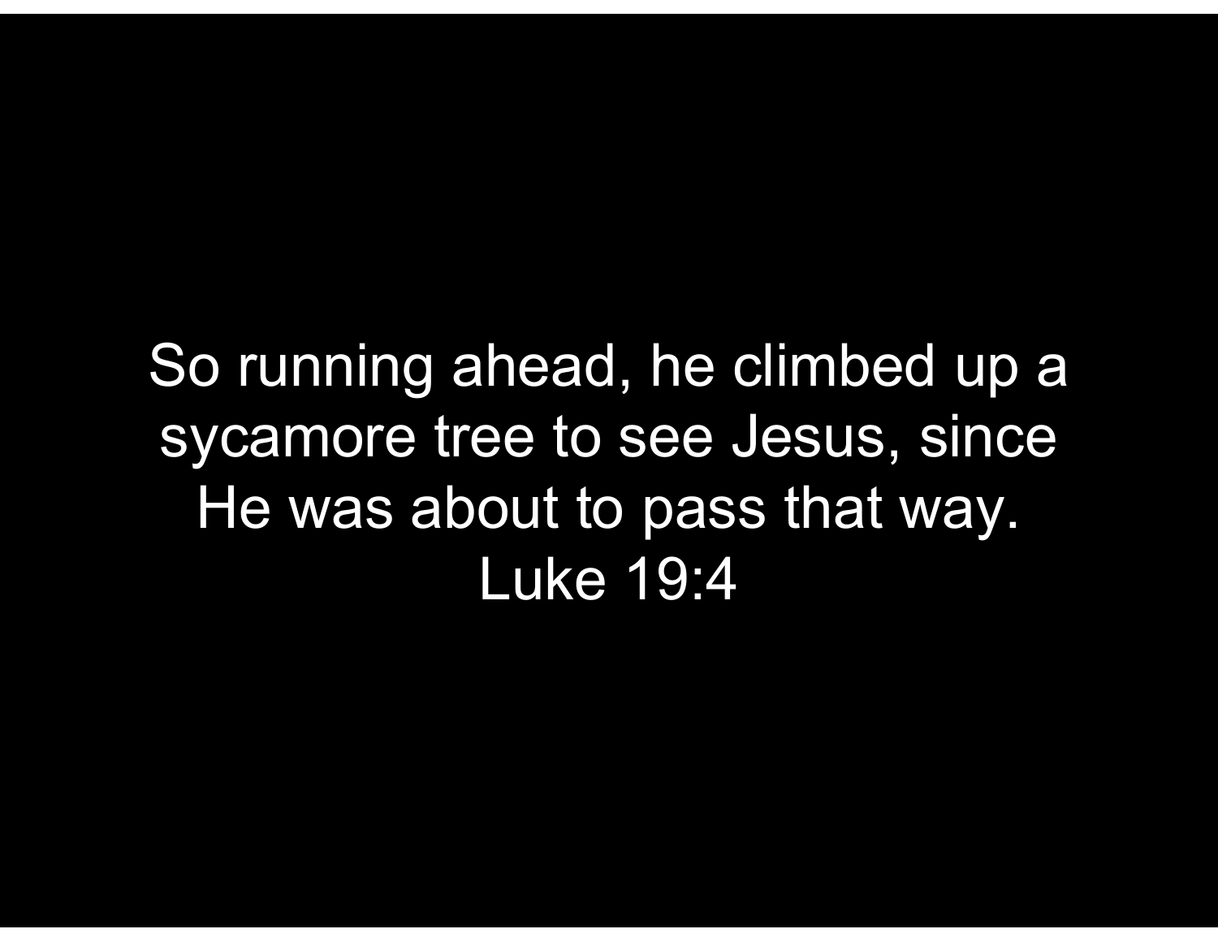So running ahead, he climbed up a sycamore tree to see Jesus, since He was about to pass that way.
Luke 19:4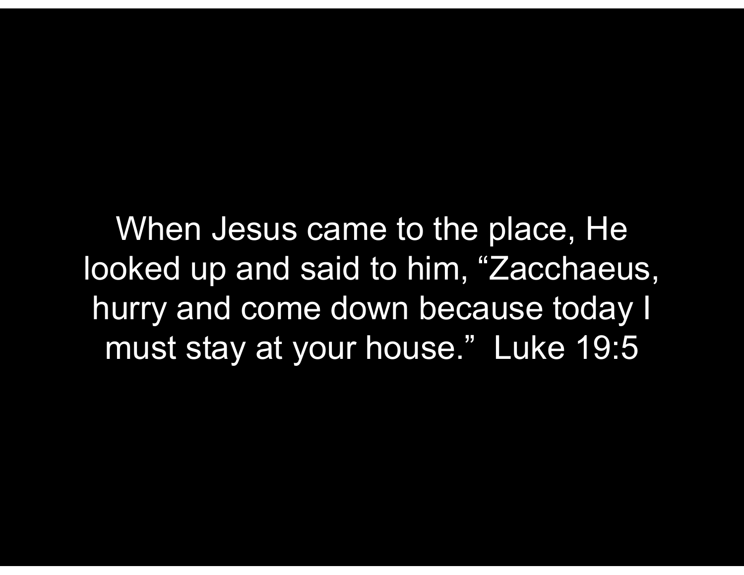When Jesus came to the place, He looked up and said to him, “Zacchaeus, hurry and come down because today I must stay at your house.” Luke 19:5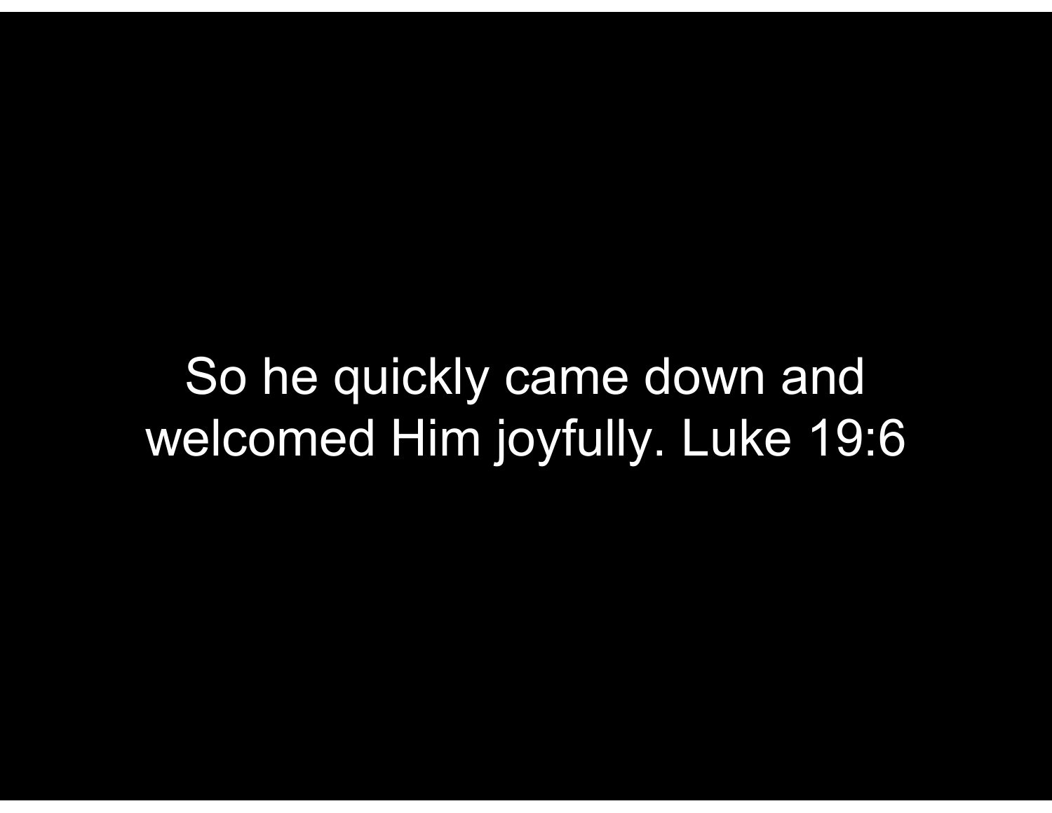So he quickly came down and welcomed Him joyfully. Luke 19:6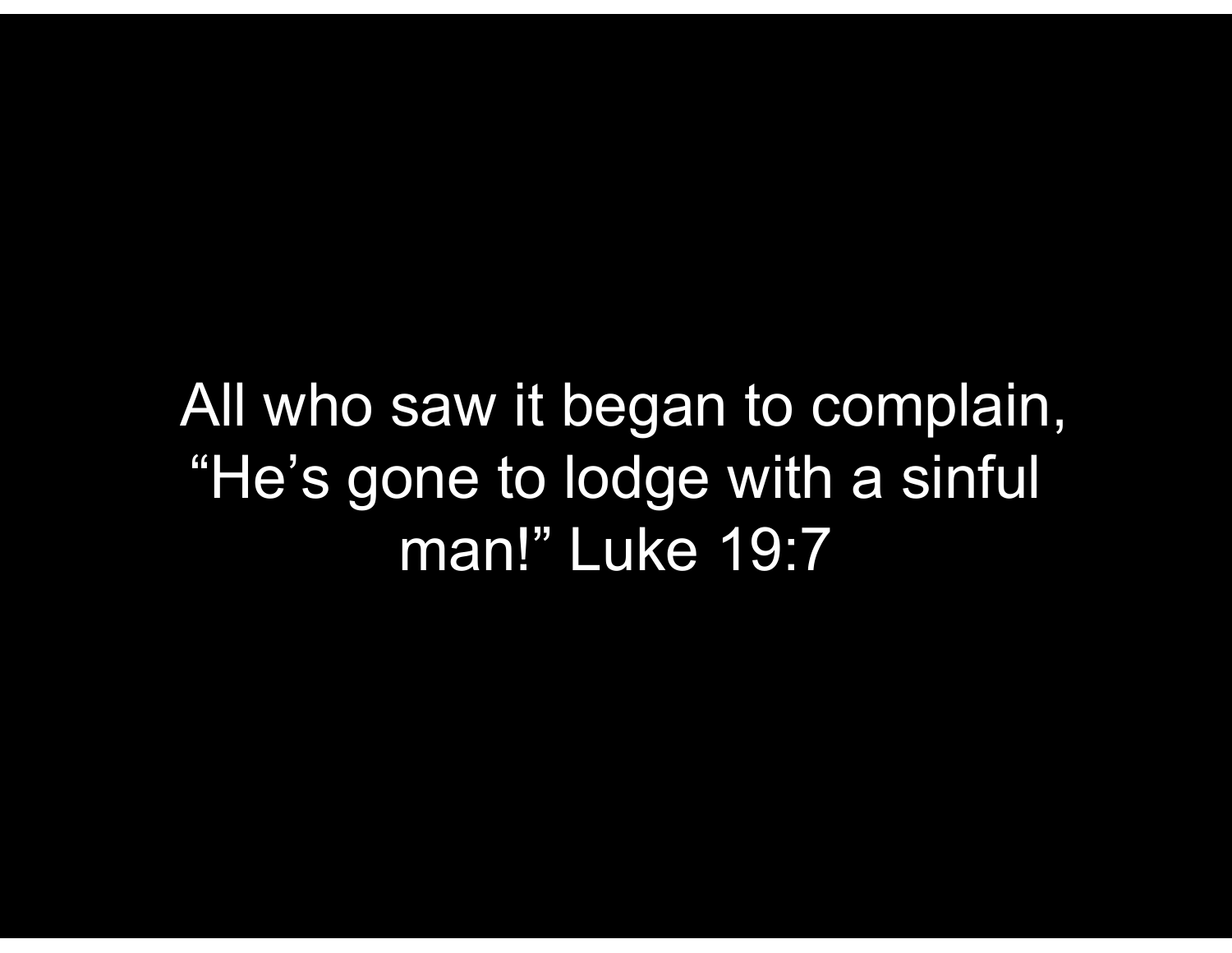All who saw it began to complain, "He's gone to lodge with a sinful man!" Luke 19:7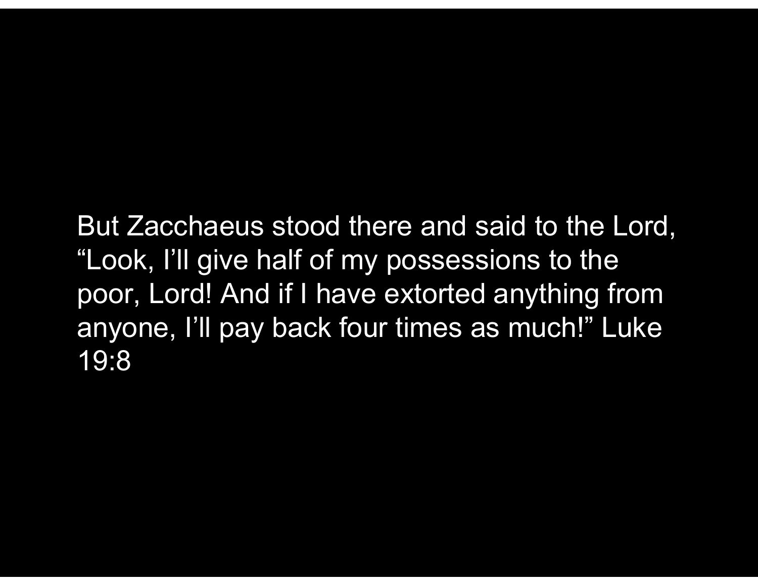But Zacchaeus stood there and said to the Lord, “Look, I’ll give half of my possessions to the poor, Lord! And if I have extorted anything from anyone, I’ll pay back four times as much!” Luke 19:8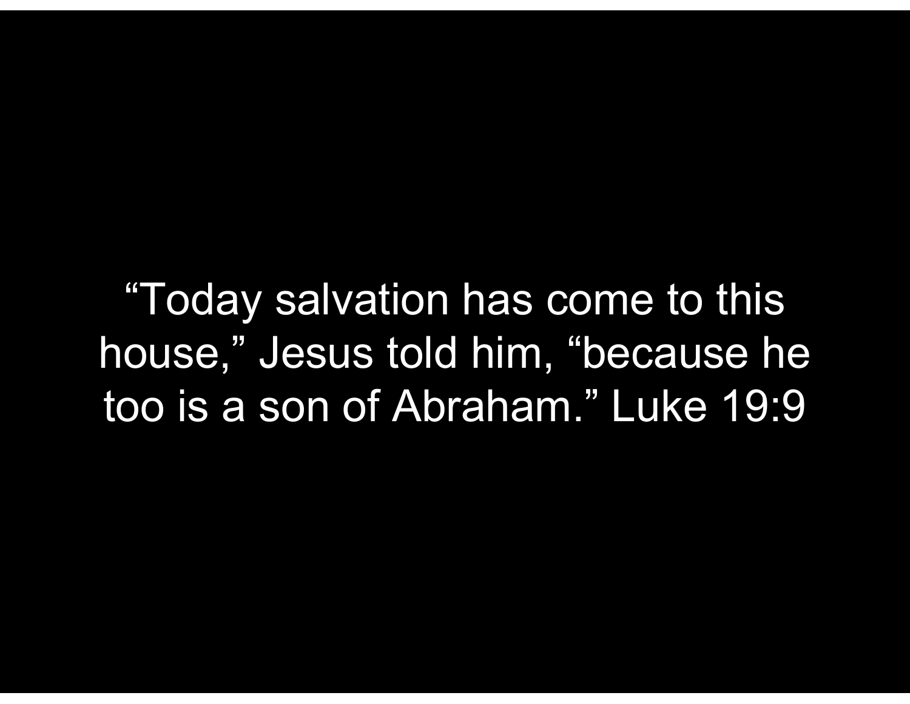“Today salvation has come to this house,” Jesus told him, “because he too is a son of Abraham.” Luke 19:9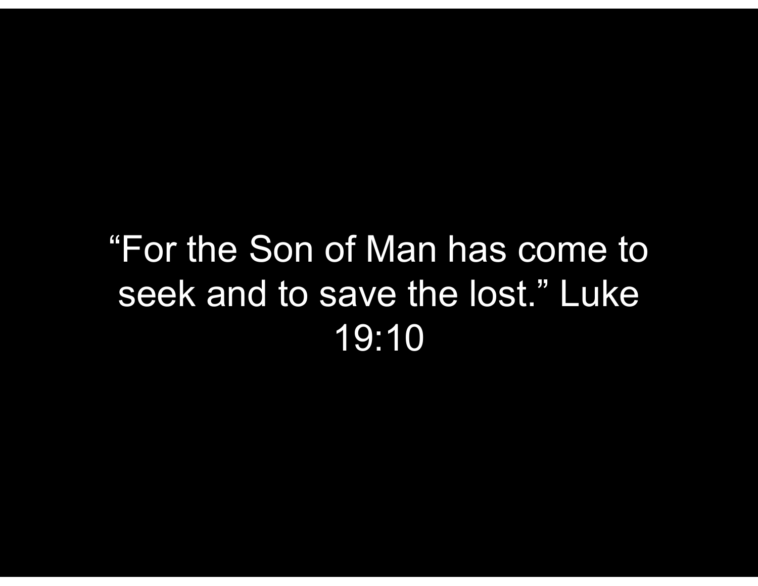"For the Son of Man has come to seek and to save the lost." Luke 19:10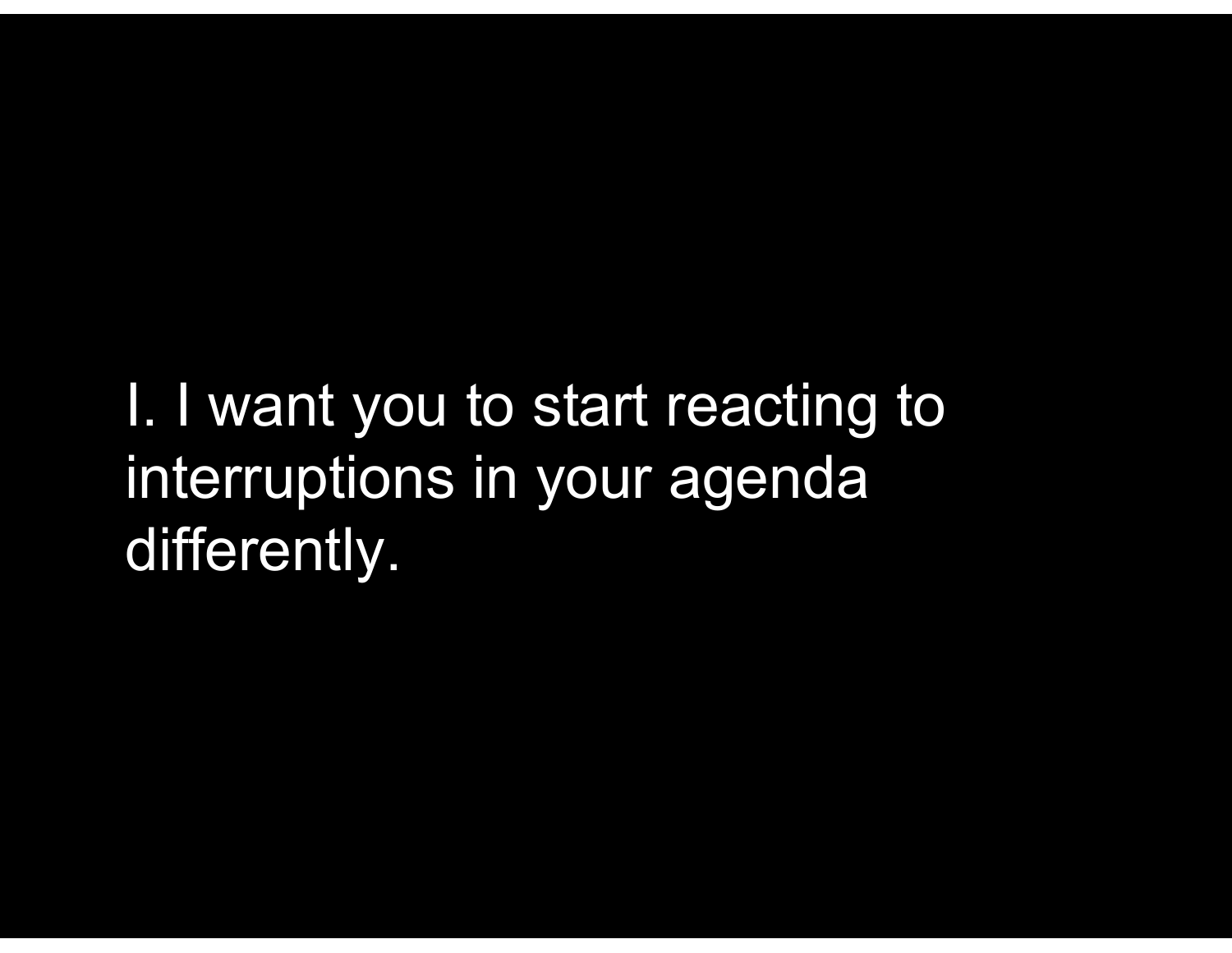I. I want you to start reacting to interruptions in your agenda differently.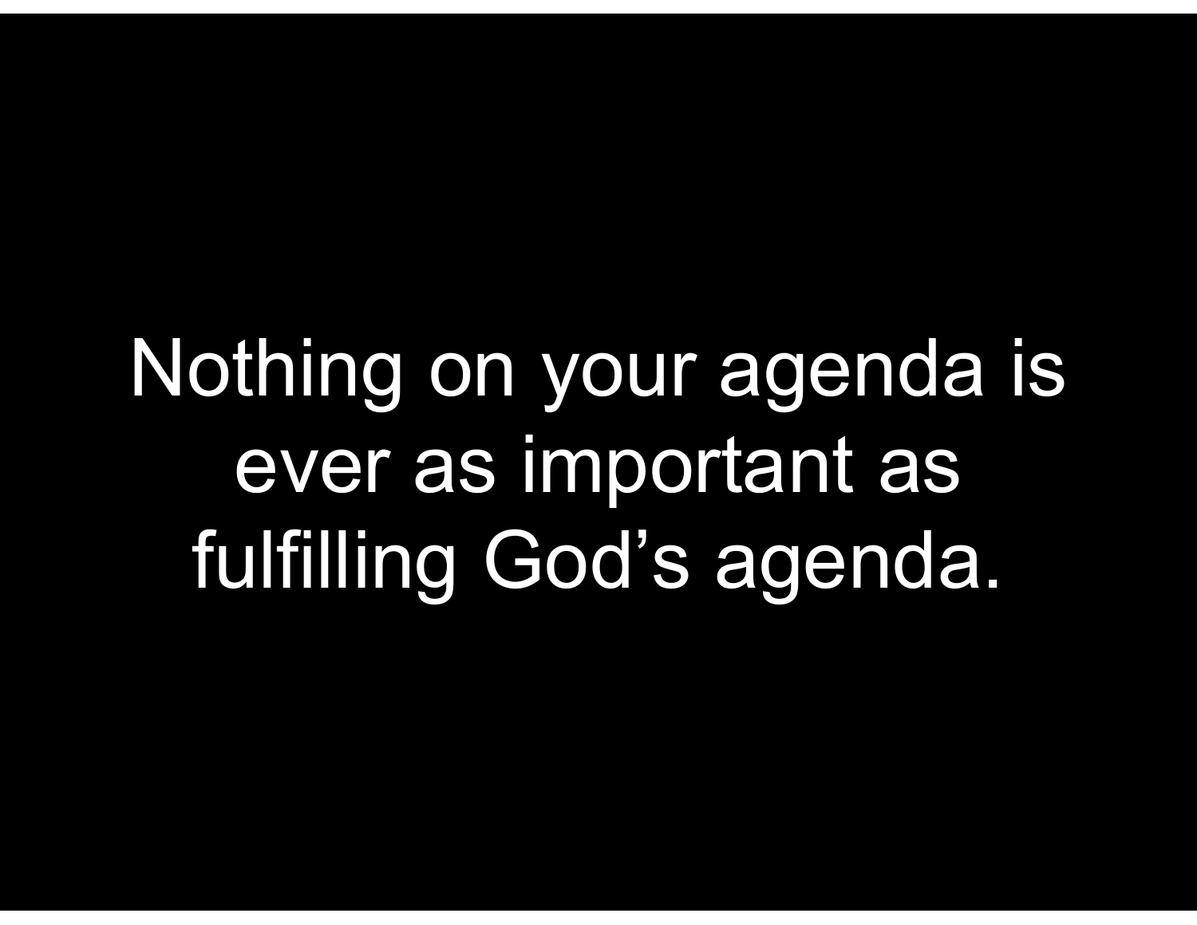Nothing on your agenda is ever as important as fulfilling God’s agenda.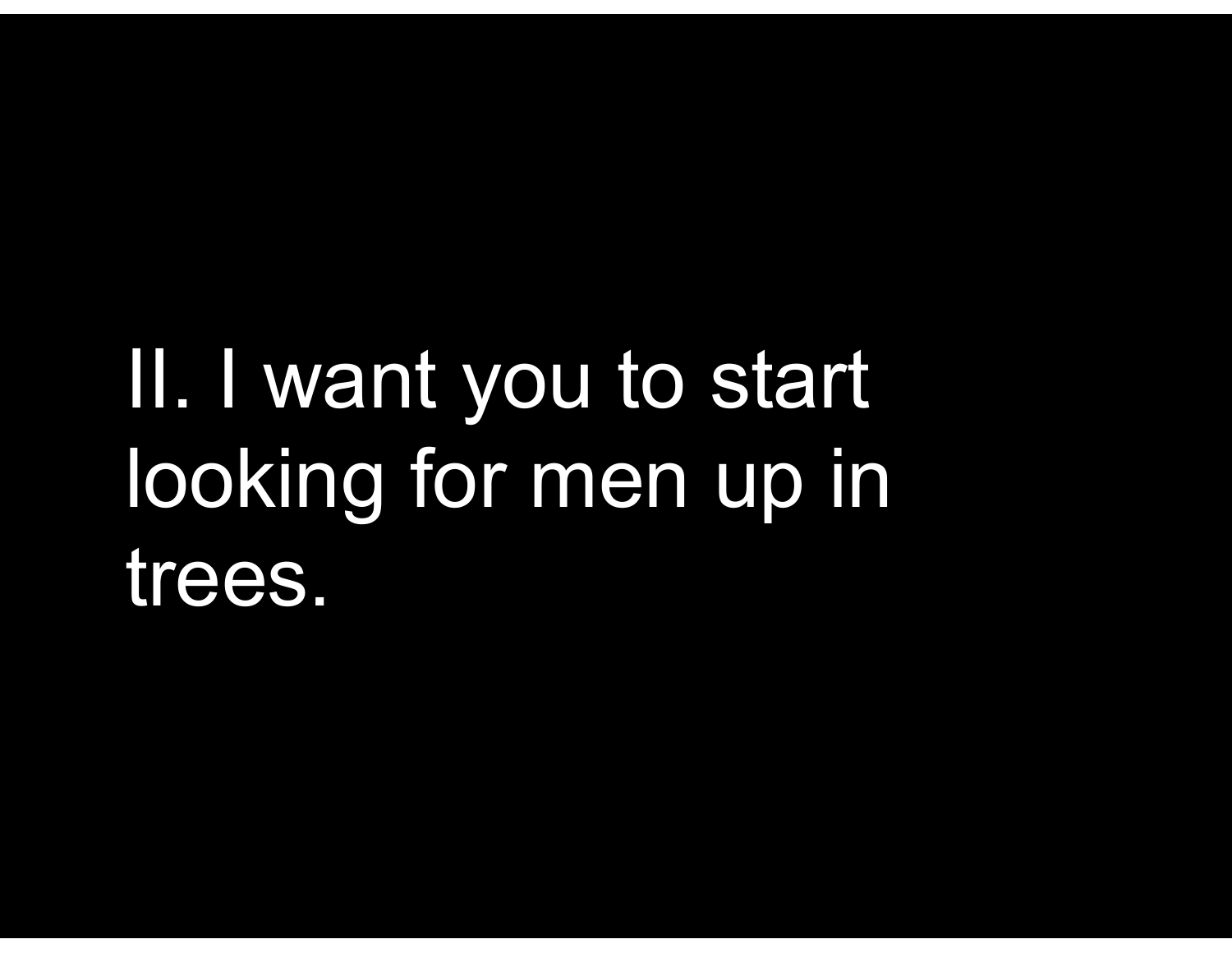II. I want you to start looking for men up in trees.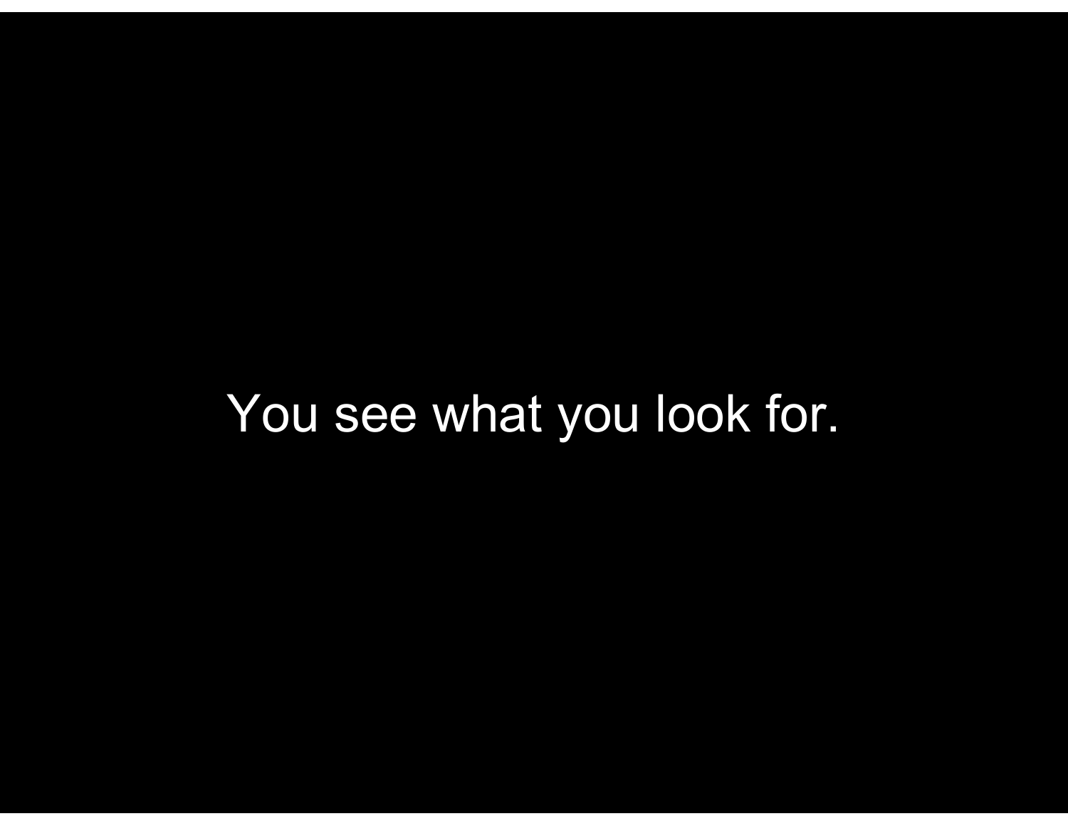You see what you look for.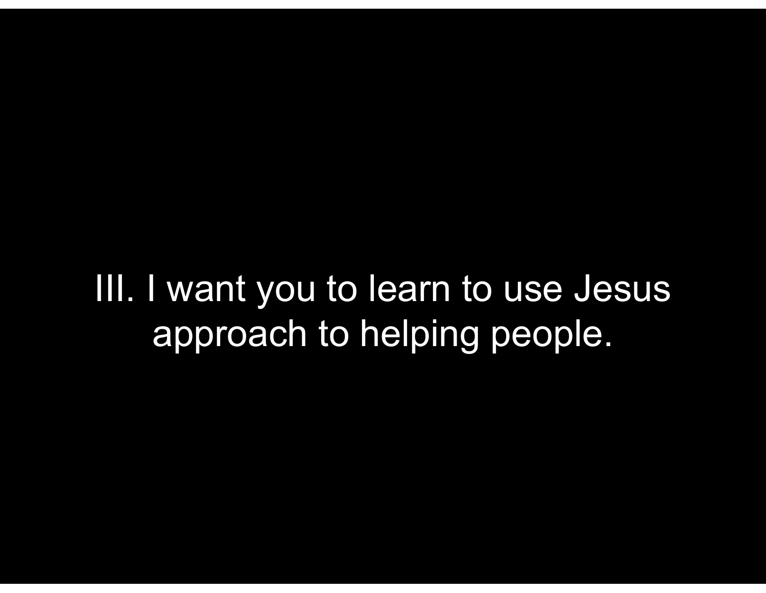III. I want you to learn to use Jesus approach to helping people.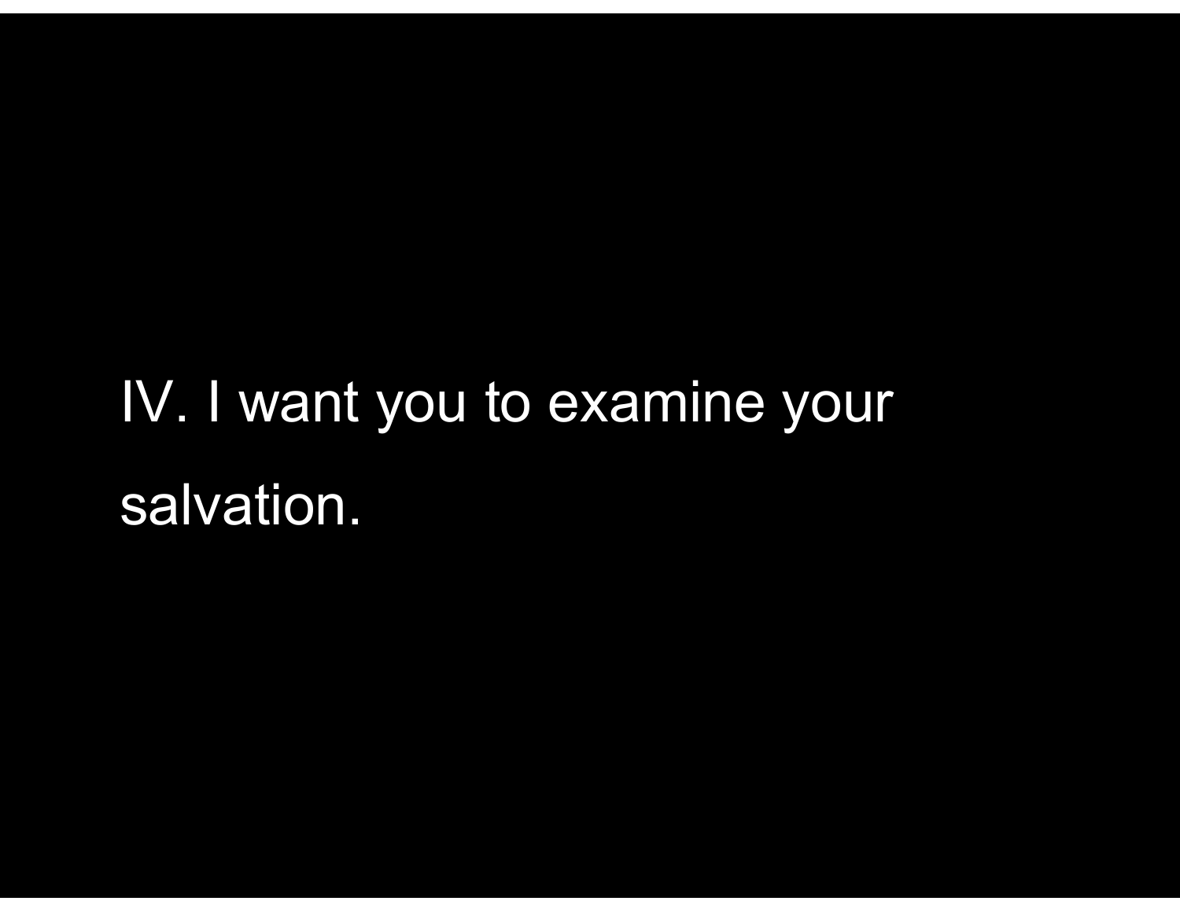IV. I want you to examine your salvation.